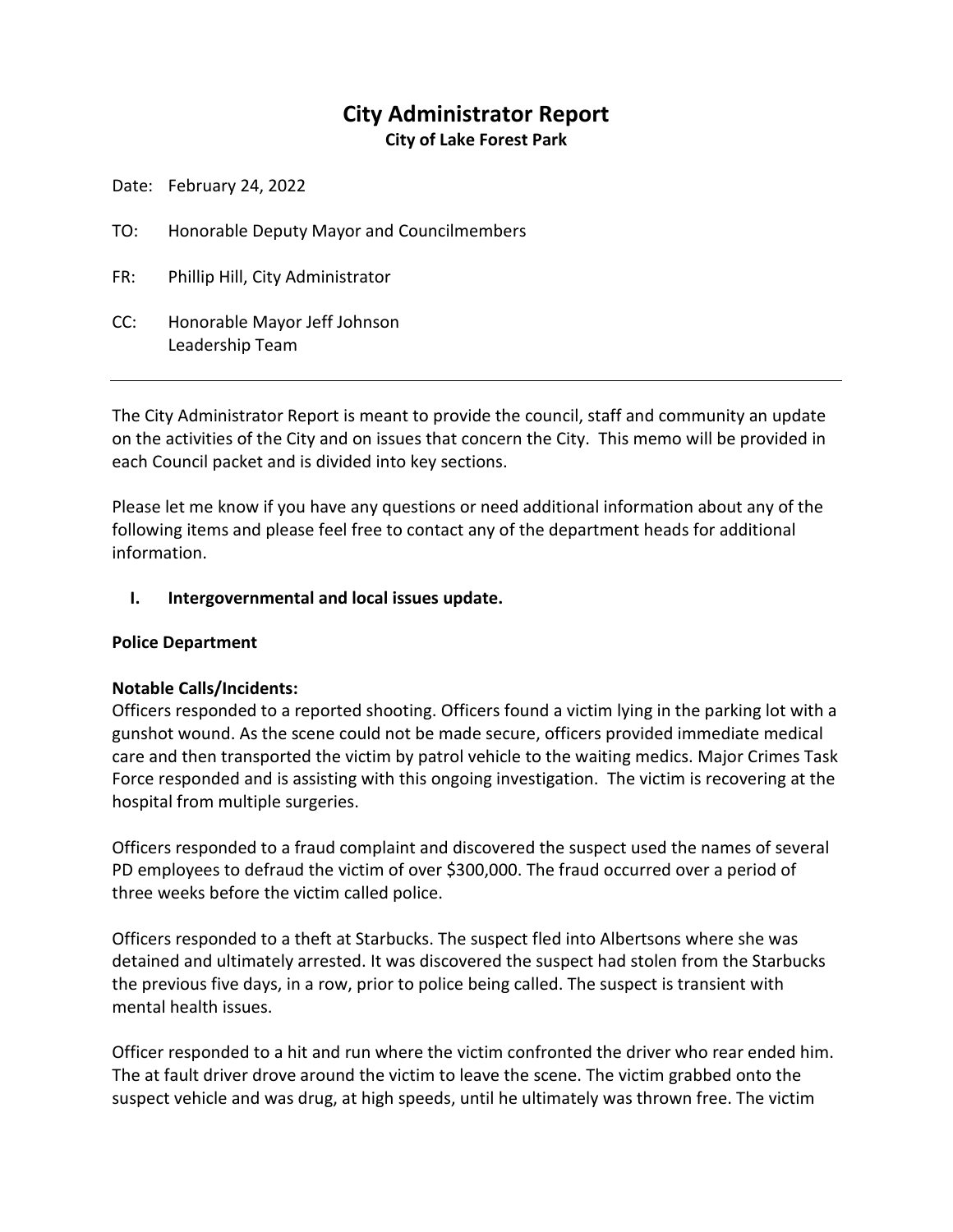# City Administrator Report

**City of Lake Forest Park**

Date: February 24, 2022

TO: Honorable Deputy Mayor and Councilmembers

FR: Phillip Hill, City Administrator

CC: Honorable Mayor Jeff Johnson
Leadership Team

---

The City Administrator Report is meant to provide the council, staff and community an update on the activities of the City and on issues that concern the City. This memo will be provided in each Council packet and is divided into key sections.

Please let me know if you have any questions or need additional information about any of the following items and please feel free to contact any of the department heads for additional information.

## I. Intergovernmental and local issues update.

**Police Department**

**Notable Calls/Incidents:**

Officers responded to a reported shooting. Officers found a victim lying in the parking lot with a gunshot wound. As the scene could not be made secure, officers provided immediate medical care and then transported the victim by patrol vehicle to the waiting medics. Major Crimes Task Force responded and is assisting with this ongoing investigation. The victim is recovering at the hospital from multiple surgeries.

Officers responded to a fraud complaint and discovered the suspect used the names of several PD employees to defraud the victim of over $300,000. The fraud occurred over a period of three weeks before the victim called police.

Officers responded to a theft at Starbucks. The suspect fled into Albertsons where she was detained and ultimately arrested. It was discovered the suspect had stolen from the Starbucks the previous five days, in a row, prior to police being called. The suspect is transient with mental health issues.

Officer responded to a hit and run where the victim confronted the driver who rear ended him. The at fault driver drove around the victim to leave the scene. The victim grabbed onto the suspect vehicle and was drug, at high speeds, until he ultimately was thrown free. The victim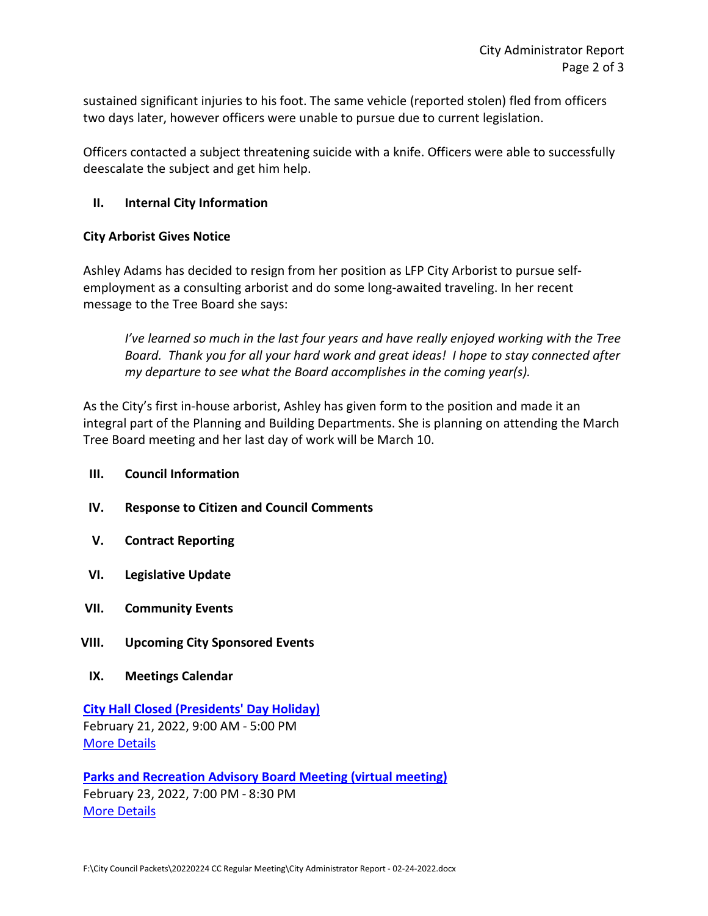sustained significant injuries to his foot. The same vehicle (reported stolen) fled from officers two days later, however officers were unable to pursue due to current legislation.

Officers contacted a subject threatening suicide with a knife. Officers were able to successfully deescalate the subject and get him help.

## II. Internal City Information

### City Arborist Gives Notice

Ashley Adams has decided to resign from her position as LFP City Arborist to pursue self-employment as a consulting arborist and do some long-awaited traveling. In her recent message to the Tree Board she says:

> *I've learned so much in the last four years and have really enjoyed working with the Tree Board. Thank you for all your hard work and great ideas! I hope to stay connected after my departure to see what the Board accomplishes in the coming year(s).*

As the City's first in-house arborist, Ashley has given form to the position and made it an integral part of the Planning and Building Departments. She is planning on attending the March Tree Board meeting and her last day of work will be March 10.

## III. Council Information

## IV. Response to Citizen and Council Comments

## V. Contract Reporting

## VI. Legislative Update

## VII. Community Events

## VIII. Upcoming City Sponsored Events

## IX. Meetings Calendar

**City Hall Closed (Presidents' Day Holiday)**
February 21, 2022, 9:00 AM - 5:00 PM
More Details

**Parks and Recreation Advisory Board Meeting (virtual meeting)**
February 23, 2022, 7:00 PM - 8:30 PM
More Details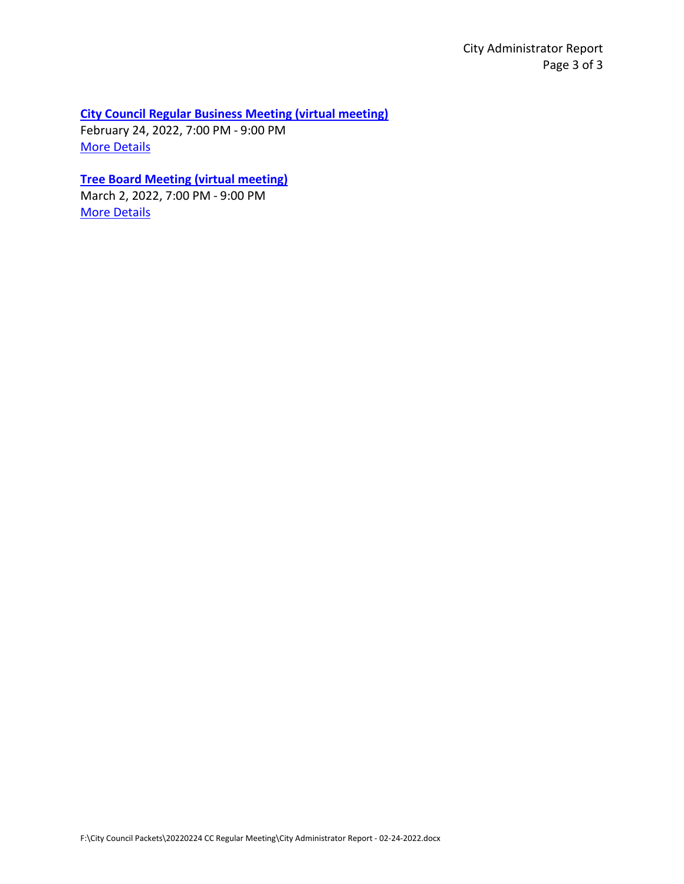**City Council Regular Business Meeting (virtual meeting)**
February 24, 2022, 7:00 PM - 9:00 PM
More Details

**Tree Board Meeting (virtual meeting)**
March 2, 2022, 7:00 PM - 9:00 PM
More Details

F:\City Council Packets\20220224 CC Regular Meeting\City Administrator Report - 02-24-2022.docx